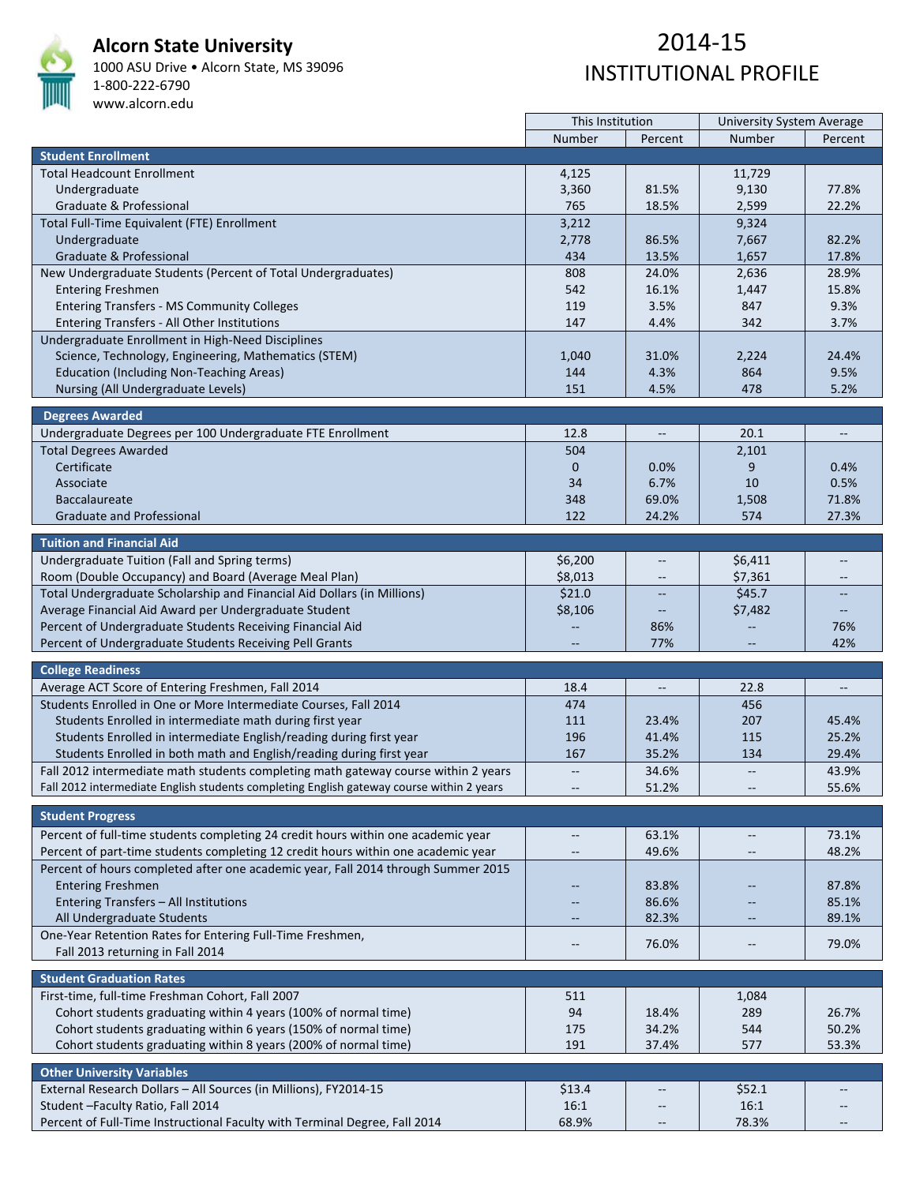# Alcorn State University

1000 ASU Drive • Alcorn State, MS 39096
1-800-222-6790
www.alcorn.edu

# 2014-15 INSTITUTIONAL PROFILE

| | This Institution | | University System Average | |
|---|---|---|---|---|
| | Number | Percent | Number | Percent |
| **Student Enrollment** | | | | |
| Total Headcount Enrollment | 4,125 | | 11,729 | |
| Undergraduate | 3,360 | 81.5% | 9,130 | 77.8% |
| Graduate & Professional | 765 | 18.5% | 2,599 | 22.2% |
| Total Full-Time Equivalent (FTE) Enrollment | 3,212 | | 9,324 | |
| Undergraduate | 2,778 | 86.5% | 7,667 | 82.2% |
| Graduate & Professional | 434 | 13.5% | 1,657 | 17.8% |
| New Undergraduate Students (Percent of Total Undergraduates) | 808 | 24.0% | 2,636 | 28.9% |
| Entering Freshmen | 542 | 16.1% | 1,447 | 15.8% |
| Entering Transfers - MS Community Colleges | 119 | 3.5% | 847 | 9.3% |
| Entering Transfers - All Other Institutions | 147 | 4.4% | 342 | 3.7% |
| Undergraduate Enrollment in High-Need Disciplines | | | | |
| Science, Technology, Engineering, Mathematics (STEM) | 1,040 | 31.0% | 2,224 | 24.4% |
| Education (Including Non-Teaching Areas) | 144 | 4.3% | 864 | 9.5% |
| Nursing (All Undergraduate Levels) | 151 | 4.5% | 478 | 5.2% |
| **Degrees Awarded** | | | | |
| Undergraduate Degrees per 100 Undergraduate FTE Enrollment | 12.8 | -- | 20.1 | -- |
| Total Degrees Awarded | 504 | | 2,101 | |
| Certificate | 0 | 0.0% | 9 | 0.4% |
| Associate | 34 | 6.7% | 10 | 0.5% |
| Baccalaureate | 348 | 69.0% | 1,508 | 71.8% |
| Graduate and Professional | 122 | 24.2% | 574 | 27.3% |
| **Tuition and Financial Aid** | | | | |
| Undergraduate Tuition (Fall and Spring terms) | $6,200 | -- | $6,411 | -- |
| Room (Double Occupancy) and Board (Average Meal Plan) | $8,013 | -- | $7,361 | -- |
| Total Undergraduate Scholarship and Financial Aid Dollars (in Millions) | $21.0 | -- | $45.7 | -- |
| Average Financial Aid Award per Undergraduate Student | $8,106 | -- | $7,482 | -- |
| Percent of Undergraduate Students Receiving Financial Aid | -- | 86% | -- | 76% |
| Percent of Undergraduate Students Receiving Pell Grants | -- | 77% | -- | 42% |
| **College Readiness** | | | | |
| Average ACT Score of Entering Freshmen, Fall 2014 | 18.4 | -- | 22.8 | -- |
| Students Enrolled in One or More Intermediate Courses, Fall 2014 | 474 | | 456 | |
| Students Enrolled in intermediate math during first year | 111 | 23.4% | 207 | 45.4% |
| Students Enrolled in intermediate English/reading during first year | 196 | 41.4% | 115 | 25.2% |
| Students Enrolled in both math and English/reading during first year | 167 | 35.2% | 134 | 29.4% |
| Fall 2012 intermediate math students completing math gateway course within 2 years | -- | 34.6% | -- | 43.9% |
| Fall 2012 intermediate English students completing English gateway course within 2 years | -- | 51.2% | -- | 55.6% |
| **Student Progress** | | | | |
| Percent of full-time students completing 24 credit hours within one academic year | -- | 63.1% | -- | 73.1% |
| Percent of part-time students completing 12 credit hours within one academic year | -- | 49.6% | -- | 48.2% |
| Percent of hours completed after one academic year, Fall 2014 through Summer 2015 | | | | |
| Entering Freshmen | -- | 83.8% | -- | 87.8% |
| Entering Transfers – All Institutions | -- | 86.6% | -- | 85.1% |
| All Undergraduate Students | -- | 82.3% | -- | 89.1% |
| One-Year Retention Rates for Entering Full-Time Freshmen, Fall 2013 returning in Fall 2014 | -- | 76.0% | -- | 79.0% |
| **Student Graduation Rates** | | | | |
| First-time, full-time Freshman Cohort, Fall 2007 | 511 | | 1,084 | |
| Cohort students graduating within 4 years (100% of normal time) | 94 | 18.4% | 289 | 26.7% |
| Cohort students graduating within 6 years (150% of normal time) | 175 | 34.2% | 544 | 50.2% |
| Cohort students graduating within 8 years (200% of normal time) | 191 | 37.4% | 577 | 53.3% |
| **Other University Variables** | | | | |
| External Research Dollars – All Sources (in Millions), FY2014-15 | $13.4 | -- | $52.1 | -- |
| Student –Faculty Ratio, Fall 2014 | 16:1 | -- | 16:1 | -- |
| Percent of Full-Time Instructional Faculty with Terminal Degree, Fall 2014 | 68.9% | -- | 78.3% | -- |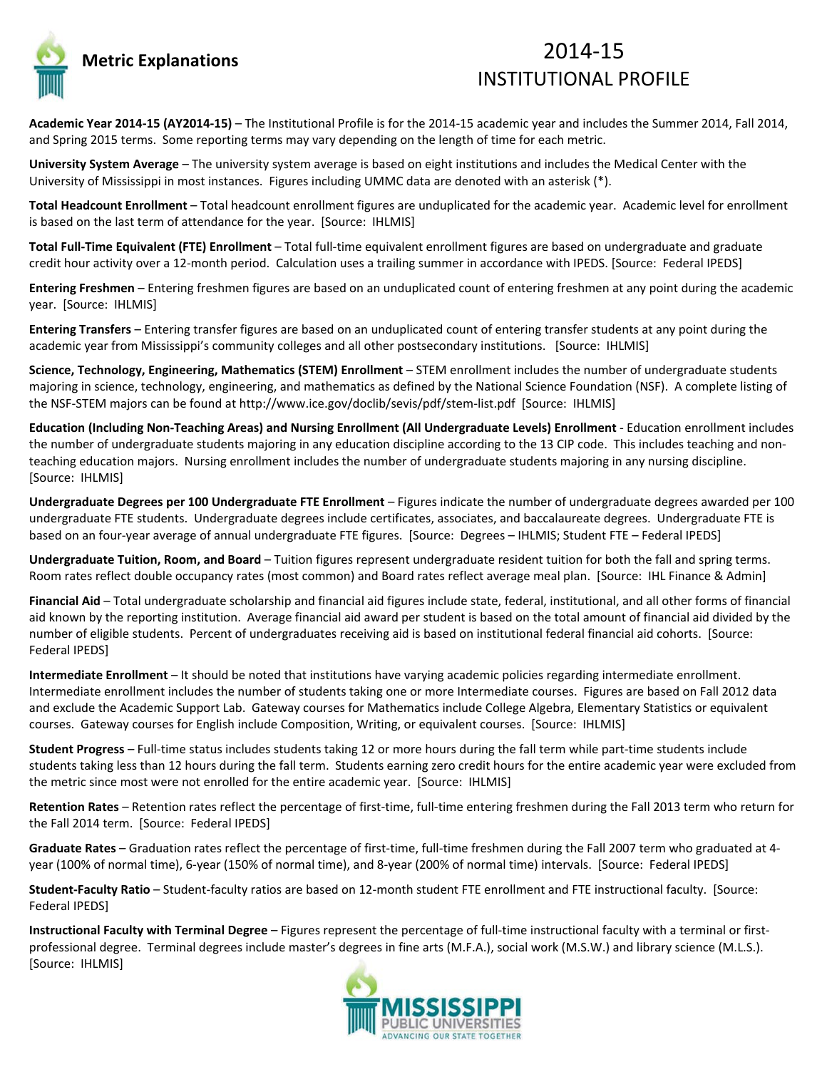# Metric Explanations

## 2014-15 INSTITUTIONAL PROFILE

**Academic Year 2014-15 (AY2014-15)** – The Institutional Profile is for the 2014-15 academic year and includes the Summer 2014, Fall 2014, and Spring 2015 terms. Some reporting terms may vary depending on the length of time for each metric.

**University System Average** – The university system average is based on eight institutions and includes the Medical Center with the University of Mississippi in most instances. Figures including UMMC data are denoted with an asterisk (*).

**Total Headcount Enrollment** – Total headcount enrollment figures are unduplicated for the academic year. Academic level for enrollment is based on the last term of attendance for the year. [Source: IHLMIS]

**Total Full-Time Equivalent (FTE) Enrollment** – Total full-time equivalent enrollment figures are based on undergraduate and graduate credit hour activity over a 12-month period. Calculation uses a trailing summer in accordance with IPEDS. [Source: Federal IPEDS]

**Entering Freshmen** – Entering freshmen figures are based on an unduplicated count of entering freshmen at any point during the academic year. [Source: IHLMIS]

**Entering Transfers** – Entering transfer figures are based on an unduplicated count of entering transfer students at any point during the academic year from Mississippi's community colleges and all other postsecondary institutions. [Source: IHLMIS]

**Science, Technology, Engineering, Mathematics (STEM) Enrollment** – STEM enrollment includes the number of undergraduate students majoring in science, technology, engineering, and mathematics as defined by the National Science Foundation (NSF). A complete listing of the NSF-STEM majors can be found at http://www.ice.gov/doclib/sevis/pdf/stem-list.pdf [Source: IHLMIS]

**Education (Including Non-Teaching Areas) and Nursing Enrollment (All Undergraduate Levels) Enrollment** - Education enrollment includes the number of undergraduate students majoring in any education discipline according to the 13 CIP code. This includes teaching and non-teaching education majors. Nursing enrollment includes the number of undergraduate students majoring in any nursing discipline. [Source: IHLMIS]

**Undergraduate Degrees per 100 Undergraduate FTE Enrollment** – Figures indicate the number of undergraduate degrees awarded per 100 undergraduate FTE students. Undergraduate degrees include certificates, associates, and baccalaureate degrees. Undergraduate FTE is based on an four-year average of annual undergraduate FTE figures. [Source: Degrees – IHLMIS; Student FTE – Federal IPEDS]

**Undergraduate Tuition, Room, and Board** – Tuition figures represent undergraduate resident tuition for both the fall and spring terms. Room rates reflect double occupancy rates (most common) and Board rates reflect average meal plan. [Source: IHL Finance & Admin]

**Financial Aid** – Total undergraduate scholarship and financial aid figures include state, federal, institutional, and all other forms of financial aid known by the reporting institution. Average financial aid award per student is based on the total amount of financial aid divided by the number of eligible students. Percent of undergraduates receiving aid is based on institutional federal financial aid cohorts. [Source: Federal IPEDS]

**Intermediate Enrollment** – It should be noted that institutions have varying academic policies regarding intermediate enrollment. Intermediate enrollment includes the number of students taking one or more Intermediate courses. Figures are based on Fall 2012 data and exclude the Academic Support Lab. Gateway courses for Mathematics include College Algebra, Elementary Statistics or equivalent courses. Gateway courses for English include Composition, Writing, or equivalent courses. [Source: IHLMIS]

**Student Progress** – Full-time status includes students taking 12 or more hours during the fall term while part-time students include students taking less than 12 hours during the fall term. Students earning zero credit hours for the entire academic year were excluded from the metric since most were not enrolled for the entire academic year. [Source: IHLMIS]

**Retention Rates** – Retention rates reflect the percentage of first-time, full-time entering freshmen during the Fall 2013 term who return for the Fall 2014 term. [Source: Federal IPEDS]

**Graduate Rates** – Graduation rates reflect the percentage of first-time, full-time freshmen during the Fall 2007 term who graduated at 4-year (100% of normal time), 6-year (150% of normal time), and 8-year (200% of normal time) intervals. [Source: Federal IPEDS]

**Student-Faculty Ratio** – Student-faculty ratios are based on 12-month student FTE enrollment and FTE instructional faculty. [Source: Federal IPEDS]

**Instructional Faculty with Terminal Degree** – Figures represent the percentage of full-time instructional faculty with a terminal or first-professional degree. Terminal degrees include master's degrees in fine arts (M.F.A.), social work (M.S.W.) and library science (M.L.S.). [Source: IHLMIS]

MISSISSIPPI PUBLIC UNIVERSITIES
ADVANCING OUR STATE TOGETHER